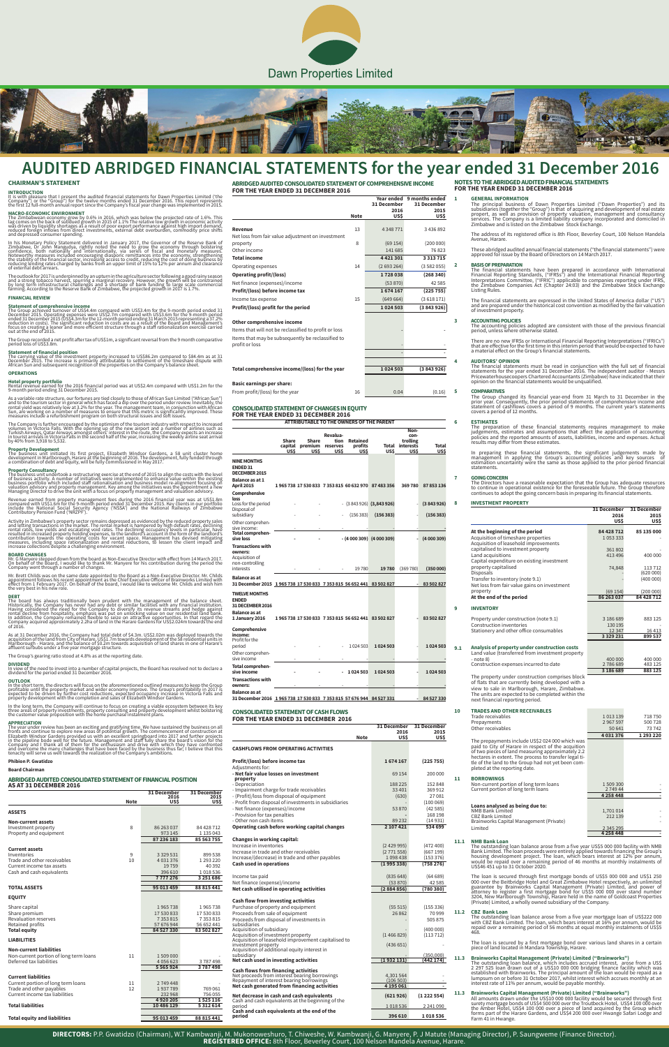# Dawn Properties Limited

# AUDITED ABRIDGED FINANCIAL STATEMENTS for the year ended 31 December 2016

## CHAIRMAN'S STATEMENT

### INTRODUCTION

It is with pleasure that I present the audited financial statements for Dawn Properties Limited ("the Company" or the "Group") for the twelve months ended 31 December 2016. These financial statements represent the first 12 full-month annual report since the Company's fiscal year change was implemented in 2015.

### MACRO-ECONOMIC ENVIRONMENT

The Zimbabwean economy grew by 0.6% in 2016, which was below the projected rate of 1.6%. This lag comes on the back of subdued growth in 2015 of 1.1% The relative slow growth in economic activity was driven by liquidity shortages as a result of poor export performance against high import demand, reduced foreign inflows from direct investments, external debt overburden, commodity price shifts and depressed consumer spending.

In his Monetary Policy Statement delivered in January 2017, the Governor of the Reserve Bank of Zimbabwe, Dr John Mangudya, rightly noted the need to grow the economy through bolstering confidence, both nationally and internationally, via series of fiscal and monetary measures. Noteworthy measures included encouraging diasporic remittances into the economy, strengthening the stability of the financial sector, increasing access to credit, reducing the cost of doing business by reducing lending rates charged by banks from an upper limit of 15% to 12% per annum and clearance of external debt arrears.

The outlook for 2017 is underpinned by an upturn in the agriculture sector following a good rainy season and a strong tobacco harvest, spurring a marginal recovery. However, the growth will be constrained by long term infrastructural challenges and a shortage of bank funding to large scale commercial farming. According to the Reserve Bank of Zimbabwe, the projected growth in 2017 is 1.7%.

### FINANCIAL REVIEW

#### Statement of comprehensive income

The Group achieved turnover of US$4.4m compared with US$3.4m for the 9-month period ended 31 December 2015. Operating expenses were US$2.7m compared with US$3.6m for the 9-month period ended 31 December 2015 (US$4.3m for the 12-month period ending 31 March 2015 representing a 37.2% reduction in costs). The significant reduction in costs are as a result of the Board and Management's focus on creating a leaner and more efficient structure through a staff rationalization exercise carried out at the end of 2015.

The Group recorded a net profit after tax of US$1m, a significant reversal from the 9 month comparative period loss of US$3.8m.

#### Statement of financial position

The carrying value of the investment property increased to US$86.2m compared to $84.4m as at 31 December 2015. The increase is primarily attributable to settlement of the timeshare dispute with African Sun and subsequent recognition of the properties on the Company's balance sheet.

### OPERATIONS

#### Hotel property portfolio

Rental revenue earned for the 2016 financial period was at US$2.4m compared with US$1.2m for the 9-month period ending 31 December 2015.

As a variable rate structure, our fortunes are tied closely to those of African Sun Limited ("African Sun") and to the tourism sector in general which has faced a dip over the period under review. Inevitably, the rental yield was relatively low at 3.2% for the year. The management team, in conjunction with African Sun, are working on a number of measures to ensure that this metric is significantly improved. These measures include a refurbishment program on both structural issues and soft issues.

The Company is further encouraged by the optimism of the tourism industry with respect to increased volumes in Victoria Falls. With the opening up of the new airport and a number of airlines such as Turkish Airways, Qatar Airways amongst others' interest in the route, the Company expects an increase in tourist arrivals in Victoria Falls in the second half of the year, increasing the weekly airline seat arrival by 40% from 3,918 to 5,532.

#### Property Development

The business unit initiated its first project, Elizabeth Windsor Gardens, a 58 unit cluster home development in Marlborough, Harare at the beginning of 2016. The development, fully funded through a combination of debt and equity, will be fully commissioned in May 2017.

#### Property Consultancy

The business unit undertook a restructuring exercise at the end of 2015 to align the costs with the level of business activity. A number of initiatives were implemented to enhance value within the business portfolio which included staff rationalisation and business model re-alignment focusing on valuation advisory and property management. Key among the initiatives was the appointment a new Managing Director to drive the unit with a focus on property management and valuation advisory.

Revenue earned from property management fees during the 2016 financial year was at US$1.8m compared with US$1.6m the 9-month period ended 31 December 2015. Key clients in our portfolio include the National Social Security Agency ("NSSA") and the National Railways of Zimbabwe Contributory Pension Fund ("NRZPF").

Activity in Zimbabwe's property sector remains depressed as evidenced by the reduced property sales and letting transactions in the market. The rental market is hampered by high default rates, declining rental rates, low yields and escalating void rates. The declining occupancy levels in particular, have resulted in increased property holding expenses, to the landlord's account in the form of the landlord's contribution towards the operating costs for vacant space. Management has devised mitigating measures, including space rationalization and rental reductions, to lessen the client impact and increase collections despite a challenging environment.

### BOARD CHANGES

Mr. G Manyere stepped down from the board as Non-Executive Director with effect from 14 March 2017. On behalf of the Board, I would like to thank Mr. Manyere for his contribution during the period the Company went through a number of changes.

Mr. Brett Childs was on the same date appointed to the Board as a Non-Executive Director. Mr. Childs appointment follows his recent appointment as the Chief Executive Officer of Brainworks Limited with effect from 1 February 2017. On behalf of the Board, I would like to welcome Mr. Childs and wish him the very best in his new role.

### DEBT

The board has always traditionally been prudent with the management of the balance sheet. Historically, the Company has never had any debt or similar facilities with any financial institution. Having considered the need for the Company to diversify its revenue streams and hedge against rental decline from hospitality, emphasis was put on unlocking value on our residential land bank. In addition, the Company remained flexible to seize on attractive opportunities. In that regard the Company acquired approximately 2.2ha of land in the Harare Gardens for US$2.024m towards the end of 2016.

As at 31 December 2016, the Company had total debt of $4.3m. US$2.02m was deployed towards the acquisition of the land from City of Harare, US$1.7m towards development of the 58 residential units in Marlborough - Harare, and the balance of $0.2m towards acquisition of land shares in one of Harare's affluent surburbs under a five year mortgage structure.

The Group's gearing ratio stood at 4.8% as at the reporting date.

### DIVIDEND

In view of the need to invest into a number of capital projects, the Board has resolved not to declare a dividend for the period ended 31 December 2016.

### OUTLOOK

In the short term, the directors will focus on the aforementioned outlined measures to keep the Group profitable amid the property market and wider economy improve. The Group's profitability in 2017 is expected to be driven by further cost reductions, expected occupancy increase in Victoria Falls and property development with the completion and sales of Elizabeth Windsor Gardens.

In the long term, the Company will continue to focus on creating a viable ecosystem between its key three areas of property investments, property consulting and property development whilst bolstering the customer value proposition with the home purchase instalment plans.

### APPRECIATION

The year under review has been an exciting and gratifying time. We have sustained the business on all fronts and continue to explore new areas of potential growth. The commencement of construction at Elizabeth Windsor Gardens provided us with an excellent springboard into 2017 and further projects in the pipeline bode well for the future. Management and staff fully share the board's vision for the Company and I thank all of them for the enthusiasm and drive with which they have confronted and overcome the many challenges that have been faced by the business thus far; I believe that this tenacity will serve us well towards the realization of the Company's ambitions.

**Philsion P. Gwatidzo**

**Board Chairman**

## ABRIDGED AUDITED CONSOLIDATED STATEMENT OF FINANCIAL POSITION AS AT 31 DECEMBER 2016

| | Note | 31 December 2016 US$ | 31 December 2015 US$ |
|---|---|---|---|
| **ASSETS** | | | |
| **Non-current assets** | | | |
| Investment property | 8 | 86 263 037 | 84 428 712 |
| Property and equipment | | 973 145 | 1 135 043 |
| | | **87 236 183** | **85 563 755** |
| **Current assets** | | | |
| Inventories | 9 | 3 329 531 | 899 538 |
| Trade and other receivables | 10 | 4 031 376 | 1 293 220 |
| Current income tax assets | | 19 759 | 40 392 |
| Cash and cash equivalents | | 396 610 | 1 018 536 |
| | | **7 777 276** | **3 251 686** |
| **TOTAL ASSETS** | | **95 013 459** | **88 815 441** |
| **EQUITY** | | | |
| Share capital | | 1 965 738 | 1 965 738 |
| Share premium | | 17 530 833 | 17 530 833 |
| Revaluation reserves | | 7 353 815 | 7 353 815 |
| Retained profits | | 57 676 944 | 56 652 441 |
| **Total equity** | | **84 527 330** | **83 502 827** |
| **LIABILITIES** | | | |
| **Non-current liabilities** | | | |
| Non-current portion of long term loans | 11 | 1 509 000 | - |
| Deferred tax liabilities | | 4 056 623 | 3 787 498 |
| | | **5 565 924** | **3 787 498** |
| **Current liabilities** | | | |
| Current portion of long term loans | 11 | 2 749 448 | - |
| Trade and other payables | 12 | 1 937 789 | 769 061 |
| Current income tax liabilities | | 232 968 | 756 055 |
| | | **4 920 205** | **1 525 116** |
| **Total liabilities** | | **10 486 129** | **5 312 614** |
| **Total equity and liabilities** | | **95 013 459** | **88 815 441** |

## ABRIDGED AUDITED CONSOLIDATED STATEMENT OF COMPREHENSIVE INCOME FOR THE YEAR ENDED 31 DECEMBER 2016

| | Note | Year ended 31 December 2016 US$ | 9 months ended 31 December 2015 US$ |
|---|---|---|---|
| Revenue | 13 | 4 348 771 | 3 436 892 |
| Net loss from fair value adjustment on investment property | 8 | (69 154) | (200 000) |
| Other income | | 141 685 | 76 823 |
| **Total income** | | **4 421 301** | **3 313 715** |
| Operating expenses | 14 | (2 693 264) | (3 582 055) |
| **Operating profit/(loss)** | | **1 728 038** | **(268 340)** |
| Net finance (expenses)/income | | (53 870) | 42 585 |
| **Profit/(loss) before income tax** | | **1 674 167** | **(225 755)** |
| Income tax expense | 15 | (649 664) | (3 618 171) |
| **Profit/(loss) profit for the period** | | **1 024 503** | **(3 843 926)** |
| **Other comprehensive income** | | | |
| Items that will not be reclassified to profit or loss | | - | - |
| Items that may be subsequently be reclassified to profit or loss | | - | - |
| | | - | - |
| **Total comprehensive income/(loss) for the year** | | **1 024 503** | **(3 843 926)** |
| **Basic earnings per share:** | | | |
| From profit/(loss) for the year | 16 | 0.04 | (0.16) |

## CONSOLIDATED STATEMENT OF CHANGES IN EQUITY FOR THE YEAR ENDED 31 DECEMBER 2016

| | ATTRIBUTABLE TO THE OWNERS OF THE PARENT | | | | | | |
|---|---|---|---|---|---|---|---|
| | Share capital US$ | Share premium US$ | Revaluation reserves US$ | Retained profits US$ | Total US$ | Non-controlling interests US$ | Total US$ |
| **NINE MONTHS ENDED 31 DECEMBER 2015** | | | | | | | |
| **Balance as at 1 April 2015** | 1 965 738 | 17 530 833 | 7 353 815 | 60 632 970 | 87 483 356 | 369 780 | 87 853 136 |
| **Comprehensive loss** | | | | | | | |
| Loss for the period | - | - | - | (3 843 926) | **(3 843 926)** | - | **(3 843 926)** |
| Disposal of subsidiary | - | - | - | (156 383) | **(156 383)** | - | **(156 383)** |
| Other comprehensive income | - | - | - | - | - | - | - |
| **Total comprehensive loss** | - | - | - | (4 000 309) | (4 000 309) | - | (4 000 309) |
| **Transactions with owners:** | | | | | | | |
| Acquisition of non-controlling interests | - | - | - | 19 780 | **19 780** | (369 780) | **(350 000)** |
| **Balance as at 31 December 2015** | **1 965 738** | **17 530 833** | **7 353 815** | **56 652 441** | **83 502 827** | - | **83 502 827** |
| **TWELVE MONTHS ENDED 31 DECEMBER 2016** | | | | | | | |
| **Balance as at 1 January 2016** | 1 965 738 | 17 530 833 | 7 353 815 | 56 652 441 | 83 502 827 | - | 83 502 827 |
| **Comprehensive income:** | | | | | | | |
| Profit for the period | - | - | - | 1 024 503 | **1 024 503** | - | **1 024 503** |
| Other comprehensive income | - | - | - | - | - | - | - |
| **Total comprehensive income** | - | - | - | **1 024 503** | **1 024 503** | - | **1 024 503** |
| **Transactions with owners:** | - | - | - | - | - | - | - |
| **Balance as at 31 December 2016** | **1 965 738** | **17 530 833** | **7 353 815** | **57 676 944** | **84 527 331** | - | **84 527 330** |

## CONSOLIDATED STATEMENT OF CASH FLOWS FOR THE YEAR ENDED 31 DECEMBER 2016

| | Note | 31 December 2016 US$ | 31 December 2015 US$ |
|---|---|---|---|
| **CASHFLOWS FROM OPERATING ACTIVITIES** | | | |
| **Profit/(loss) before income tax** | | **1 674 167** | **(225 755)** |
| Adjustments for: | | | |
| **- Net fair value losses on investment property** | | 69 154 | 200 000 |
| - Depreciation | | 188 225 | 152 848 |
| - Impairment charge for trade receivables | | 33 401 | 369 912 |
| - (Profit)/loss from disposal of equipment | | (630) | 27 081 |
| - Profit from disposal of investments in subsidiaries | | - | (100 069) |
| - Net finance (income)/expenses | | 53 870 | (42 585) |
| - Provision for tax penalties | | - | 168 198 |
| - Other non cash items | | 89 232 | (14 931) |
| **Operating cash before working capital changes** | | **2 107 421** | **534 699** |
| **Changes in working capital:** | | | |
| Increase in inventories | | (2 429 995) | (472 400) |
| Increase in trade and other receivables | | (2 771 558) | (667 199) |
| Increase/(decrease) in trade and other payables | | 1 098 438 | (153 376) |
| **Cash used in operations** | | **(1 995 338)** | **(758 276)** |
| Income tax paid | | (835 648) | (64 689) |
| Net finance (expense)/income | | (53 870) | 42 585 |
| **Net cash utilised in operating activities** | | **(2 884 856)** | **(780 380)** |
| **Cash flow from investing activities** | | | |
| Purchase of property and equipment | | (55 515) | (155 336) |
| Proceeds from sale of equipment | | 26 862 | 70 999 |
| Proceeds from disposal of investments in subsidiaries | | - | 505 875 |
| Acquisition of subsidiary | | - | (400 000) |
| Acquisition of investment property | | (1 466 829) | (113 712) |
| Acquisition of leasehold improvement capitalised to investment property | | (436 651) | - |
| Acquisition of additional equity interest in subsidiary | | - | (350 000) |
| **Net cash used in investing activities** | | **(1 932 131)** | **(442 174)** |
| **Cash flows from financing activities** | | | |
| Net proceeds from interest bearing borrowings | | 4,301 564 | - |
| Repayment of interest bearing borrowings | | (106 503) | - |
| **Net cash generated from financing activities** | | **4 195 061** | - |
| **Net decrease in cash and cash equivalents** | | **(621 926)** | **(1 222 554)** |
| Cash and cash equivalents at the beginning of the period | | 1 018 536 | 2 241 090 |
| **Cash and cash equivalents at the end of the period** | | **396 610** | **1 018 536** |

## NOTES TO THE ABRIDGED AUDITED FINANCIAL STATEMENTS FOR THE YEAR ENDED 31 DECEMBER 2016

**1 GENERAL INFORMATION**

The principal business of Dawn Properties Limited ("Dawn Properties") and its subsidiaries (together the "Group") is that of acquiring and development of real estate propert, as well as provision of property valuation, management and consultancy services. The Company is a limited liability company incorporated and domiciled in Zimbabwe and is listed on the Zimbabwe Stock Exchange.

The address of its registered office is 8th Floor, Beverley Court, 100 Nelson Mandela Avenue, Harare.

These abridged audited annual financial statements ("the financial statements") were approved for issue by the Board of Directors on 14 March 2017.

**2 BASIS OF PREPARATION**

The financial statements have been prepared in accordance with International Financial Reporting Standards ("IFRSs") and the International Financial Reporting Interpretations Committee, ("IFRIC") applicable to companies reporting under IFRS, the Zimbabwe Companies Act (Chapter 24:03) and the Zimbabwe Stock Exchange Listing Rules.

The financial statements are expressed in the United States of America dollar ("US") and are prepared under the historical cost convention as modified by the fair valuation of investment property.

**3 ACCOUNTING POLICIES**

The accounting policies adopted are consistent with those of the previous financial period, unless where otherwise stated.

There are no new IFRSs or International Financial Reporting Interpretations ("IFRICs") that are effective for the first time in this interim period that would be expected to have a material effect on the Group's financial statements.

**4 AUDITORS' OPINION**

The financial statements must be read in conjunction with the full set of financial statements for the year ended 31 December 2016. The independent auditor - Messrs Pricewaterhousecoopers Chartered Accountants (Zimbabwe) have indicated that their opinion on the financial statements would be unqualified.

**5 COMPARATIVES**

The Group changed its financial year-end from 31 March to 31 December in the prior year. Consequently, the prior period statements of comprehensive income and statement of cashflows covers a period of 9 months. The current year's statements covers a period of 12 months.

**6 ESTIMATES**

The preparation of these financial statements requires management to make judgements, estimates and assumptions that affect the application of accounting policies and the reported amounts of assets, liabilities, income and expenses. Actual results may differ from these estimates.

In preparing these financial statements, the significant judgements made by management in applying the Group's accounting policies and key sources of estimation uncertainty were the same as those applied to the prior period financial statements.

**7 GOING CONCERN**

The Directors have a reasonable expectation that the Group has adequate resources to continue in operational existence for the foreseeable future. The Group therefore continues to adopt the going concern basis in preparing its financial statements.

**8 INVESTMENT PROPERTY**

| | 31 December 2016 US$ | 31 December 2015 US$ |
|---|---|---|
| **At the beginning of the period** | **84 428 712** | **85 135 000** |
| Acquisition of timeshare properties | 1 053 333 | - |
| Acquisition of leasehold improvements capitalised to investment property | 361 802 | - |
| Land acquisitions | 413 496 | 400 000 |
| Capital expenditure on existing investment property capitalised | 74,848 | 113 712 |
| Disposals | - | (620 000) |
| Transfer to inventory (note 9.1) | - | (400 000) |
| Net loss from fair value gains on investment property | (69 154) | (200 000) |
| **At the end of the period** | **86 263 037** | **84 428 712** |

**9 INVENTORY**

| | 2016 | 2015 |
|---|---|---|
| Property under construction (note 9.1) | 3 186 689 | 883 125 |
| Construction inventories | 130 195 | - |
| Stationery and other office consumables | 12 347 | 16 413 |
| | **3 329 231** | **899 537** |

**9.1 Analysis of property under construction costs**

| | 2016 | 2015 |
|---|---|---|
| Land value (transferred from investment property - note 8) | 400 000 | 400 000 |
| Construction expenses incurred to date | 2 786 689 | 483 125 |
| | **3 186 689** | **883 125** |

The property under construction comprises block of flats that are currently being developed with a view to sale in Marlborough, Harare, Zimbabwe. The units are expected to be completed within the next financial reporting period.

**10 TRADES AND OTHER RECEIVABLES**

| | 2016 | 2015 |
|---|---|---|
| Trade receivables | 1 013 139 | 718 750 |
| Prepayments | 2 967 597 | 500 728 |
| Other receivables | 50 641 | 73 742 |
| | **4 031 376** | **1 293 220** |

The prepayments include US$2 024 000 which was paid to City of Harare in respect of the acquition of two pieces of land measuring approximately 2.2 hectares in extent. The process to transfer legal title of the land to the Group had not yet been completed at the reporting date.

**11 BORROWINGS**

| | 2016 | 2015 |
|---|---|---|
| Non-current portion of long term loans | 1 509 300 | - |
| Current portion of long term loans | 2 749 44 | - |
| | **4 258 448** | - |
| **Loans analysed as being due to:** | | |
| NMB Bank Limited | 1,701 014 | - |
| CBZ Bank Limited | 212 139 | - |
| Brainworks Capital Management (Private) Limited | 2 345 295 | - |
| | **4 258 448** | - |

**11.1 NMB Bank Loan**

The outstanding loan balance arose from a five year US$5 000 000 facility with NMB Bank Limited. The loan proceeds were entirely applied towards financing the Group's housing development project. The loan, which bears interest at 12% per annum, would be repaid over a remaining period of 46 months at monthly instalments of US$46 451 up to 31 October 2020.

The loan is secured through first mortgage bonds of US$5 000 000 and US$1 250 000 over the Beitbridge Hotel and Great Zimbabwe Hotel respectively, an unlimited guarantee by Brainworks Capital Management (Private) Limited, and power of attorney to register a first mortgage bond for US$5 000 000 over stand number 3204, New Marlborough Township, Harare held in the name of Goldcoast Properties (Private) Limited, a wholly owned subsidiary of the Company.

**11.2 CBZ Bank Loan**

The outstanding loan balance arose from a five year mortgage loan of US$222 000 with CBZ Bank Limited. The loan, which bears interest at 16% per annum, would be repaid over a remaining period of 56 months at equal monthly instalments of US$5 468.

The loan is secured by a first mortgage bond over various land shares in a certain piece of land located in Mandara Township, Harare.

**11.3 Brainworks Capital Management (Private) Limited ("Brainworks")**

The outstanding loan balance, which includes accrued interest, arose from a US$ 2 297 525 loan drawn out of a US$10 000 000 bridging finance facility which was established with Brainworks. The principal amount of the loan would be repaid as a lumpsum on or before 31 October 2017, whilst interest which accrues monthly at an interest rate of 11% per annum, would be payable monthly.

**11.3 Brainworks Capital Management (Private) Limited ("Brainworks")**

All amounts drawn under the US$10 000 000 facility would be secured through first surety mortgage bonds of US$4 500 000 over the Troutbeck Hotel, US$4 100 000 over the Amber Hotel, US$4 100 000 over a piece of land acquired by the Group which forms part of the Harare Gardens, and US$4 200 000 over Hwange Safari Lodge and Farm 41 in Hwange.

**DIRECTORS:** P.P. Gwatidzo (Chairman), W.T Kambwanji, M. Mukonoweshuro, T. Chiweshe, W. Kambwanji, G. Manyere, P. J Matute (Managing Director), P. Saungweme (Finance Director).
**REGISTERED OFFICE:** 8th Floor, Beverley Court, 100 Nelson Mandela Avenue, Harare.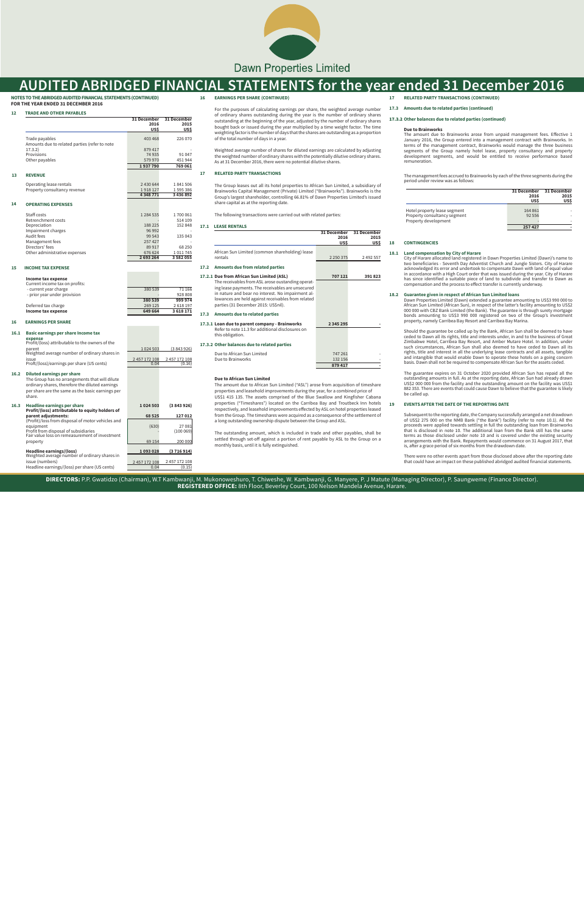Dawn Properties Limited

# AUDITED ABRIDGED FINANCIAL STATEMENTS for the year ended 31 December 2016

**NOTES TO THE ABRIDGED AUDITED FINANCIAL STATEMENTS (CONTINUED)**
**FOR THE YEAR ENDED 31 DECEMBER 2016**

## 12 TRADE AND OTHER PAYABLES

| | 31 December 2016 US$ | 31 December 2015 US$ |
|---|---|---|
| Trade payables | 403 468 | 226 070 |
| Amounts due to related parties (refer to note 17.3.2) | 879 417 | - |
| Provisions | 74 935 | 91 047 |
| Other payables | 579 970 | 451 944 |
| | **1 937 790** | **769 061** |

## 13 REVENUE

| | | |
|---|---|---|
| Operating lease rentals | 2 430 644 | 1 841 506 |
| Property consultancy revenue | 1 918 127 | 1 595 386 |
| | **4 348 771** | **3 436 892** |

## 14 OPERATING EXPENSES

| | | |
|---|---|---|
| Staff costs | 1 284 535 | 1 700 061 |
| Retrenchment costs | - | 514 109 |
| Depreciation | 188 225 | 152 848 |
| Impairment charges | 96 992 | - |
| Audit fees | 99 543 | 135 043 |
| Management fees | 257 427 | - |
| Directors' fees | 89 917 | 68 250 |
| Other administrative expenses | 676 624 | 1 011 745 |
| | **2 693 264** | **3 582 055** |

## 15 INCOME TAX EXPENSE

| | | |
|---|---|---|
| **Income tax expense** | | |
| Current income tax on profits: | | |
| - current year charge | 380 539 | 71 166 |
| - prior year under provision | - | 928 808 |
| | **380 539** | **999 974** |
| Deferred tax charge | 269 125 | 2 618 197 |
| **Income tax expense** | **649 664** | **3 618 171** |

## 16 EARNINGS PER SHARE

### 16.1 Basic earnings per share Income tax expense

| | | |
|---|---|---|
| Profit/(loss) attributable to the owners of the parent | 1 024 503 | (3 843 926) |
| Weighted average number of ordinary shares in issue | 2 457 172 108 | 2 457 172 108 |
| Profit/(loss)/earnings per share (US cents) | 0.04 | (0.16) |

### 16.2 Diluted earnings per share

The Group has no arrangements that will dilute ordinary shares, therefore the diluted earnings per share are the same as the basic earnings per share.

### 16.3 Headline earnings per share

| | | |
|---|---|---|
| | **1 024 503** | **(3 843 926)** |
| **Profit/(loss) attributable to equity holders of parent adjustments:** | **68 525** | **127 012** |
| (Profit)/loss from disposal of motor vehicles and equipment | (630) | 27 081 |
| Profit from disposal of subsidiaries | - | (100 069) |
| Fair value loss on remeasurement of investment property | 69 154 | 200 000 |
| **Headline earnings/(loss)** | **1 093 028** | **(3 716 914)** |
| Weighted average number of ordinary shares in issue (numbers) | 2 457 172 108 | 2 457 172 108 |
| Headline earnings/(loss) per share (US cents) | 0.04 | (0.15) |

## 16 EARNINGS PER SHARE (CONTINUED)

For the purposes of calculating earnings per share, the weighted average number of ordinary shares outstanding during the year is the number of ordinary shares outstanding at the beginning of the year, adjusted by the number of ordinary shares bought back or issued during the year multiplied by a time weight factor. The time weighting factor is the number of days that the shares are outstanding as a proportion of the total number of days in a year.

Weighted average number of shares for diluted earnings are calculated by adjusting the weighted number of ordinary shares with the potentially dilutive ordinary shares. As at 31 December 2016, there were no potential dilutive shares.

## 17 RELATED PARTY TRANSACTIONS

The Group leases out all its hotel properties to African Sun Limited, a subsidiary of Brainworks Capital Management (Private) Limited ("Brainworks"). Brainworks is the Group's largest shareholder, controlling 66.81% of Dawn Properties Limited's issued share capital as at the reporting date.

The following transactions were carried out with related parties:

### 17.1 LEASE RENTALS

| | 31 December 2016 US$ | 31 December 2015 US$ |
|---|---|---|
| African Sun Limited (common shareholding) lease rentals | 2 250 375 | 2 492 557 |

### 17.2 Amounts due from related parties

| | | |
|---|---|---|
| **17.2.1 Due from African Sun Limited (ASL)** | **707 121** | **391 823** |

The receivables from ASL arose outstanding operating lease payments. The receivables are unsecured in nature and bear no interest. No impairment allowances are held against receivables from related parties (31 December 2015: US$nil).

### 17.3 Amounts due to related parties

| | | |
|---|---|---|
| **17.3.1 Loan due to parent company - Brainworks** | **2 345 295** | - |

Refer to note 11.3 for additional disclosures on this obligation.

#### 17.3.2 Other balances due to related parties

| | | |
|---|---|---|
| Due to African Sun Limited | 747 261 | - |
| Due to Brainworks | 132 156 | - |
| | **879 417** | - |

**Due to African Sun Limited**

The amount due to African Sun Limited ("ASL") arose from acquisition of timeshare properties and leasehold improvements during the year, for a combined price of US$1 415 135. The assets comprised of the Blue Swallow and Kingfisher Cabana properties ("Timeshares") located on the Carribea Bay and Troutbeck Inn hotels respectively, and leasehold improvements effected by ASL on hotel properties leased from the Group. The timeshares were acquired as a consequence of the settlement of a long outstanding ownership dispute between the Group and ASL.

The outstanding amount, which is included in trade and other payables, shall be settled through set-off against a portion of rent payable by ASL to the Group on a monthly basis, until it is fully extinguished.

## 17 RELATED PARTY TRANSACTIONS (CONTINUED)

### 17.3 Amounts due to related parties (continued)

#### 17.3.2 Other balances due to related parties (continued)

**Due to Brainworks**

The amount due to Brainworks arose from unpaid management fees. Effective 1 January 2016, the Group entered into a management contract with Brainworks. In terms of the management contract, Brainworks would manage the three business segments of the Group namely hotel lease, property consultancy and property development segments, and would be entitled to receive performance based remuneration.

The management fees accrued to Brainworks by each of the three segments during the period under review was as follows:

| | 31 December 2016 US$ | 31 December 2015 US$ |
|---|---|---|
| Hotel property lease segment | 164 861 | - |
| Property consultancy segment | 92 556 | - |
| Property development | - | - |
| | **257 427** | - |

## 18 CONTINGENCIES

### 18.1 Land compensation by City of Harare

City of Harare allocated land registered in Dawn Properties Limited (Dawn)'s name to two beneficiaries - Seventh Day Adventist Church and Jungle Sisters. City of Harare acknowledged its error and undertook to compensate Dawn with land of equal value in accordance with a High Court order that was issued during the year. City of Harare has since identified a suitable piece of land to subdivide and transfer to Dawn as compensation and the process to effect transfer is currently underway.

### 18.2 Guarantee given in respect of African Sun Limited loans

Dawn Properties Limited (Dawn) extended a guarantee amounting to US$3 990 000 to African Sun Limited (African Sun), in respect of the latter's facility amounting to US$2 000 000 with CBZ Bank Limited (the Bank). The guarantee is through surety mortgage bonds amounting to US$3 990 000 registered on two of the Group's investment property, namely Carribea Bay Resort and Carribea Bay Marina.

Should the guarantee be called up by the Bank, African Sun shall be deemed to have ceded to Dawn all its rights, title and interests under, in and to the business of Great Zimbabwe Hotel, Carribea Bay Resort, and Amber Mutare Hotel. In addition, under such circumstances, African Sun shall also deemed to have ceded to Dawn all its rights, title and interest in all the underlying lease contracts and all assets, tangible and intangible that would enable Dawn to operate these hotels on a going concern basis. Dawn shall not be required to compensate African Sun for the assets ceded.

The guarantee expires on 31 October 2020 provided African Sun has repaid all the outstanding amounts in full. As at the reporting date, African Sun had already drawn US$2 000 000 from the facility and the outstanding amount on the facility was US$1 882 353. There are events that could cause Dawn to believe that the guarantee is likely be called up.

## 19 EVENTS AFTER THE DATE OF THE REPORTING DATE

Subsequent to the reporting date, the Company successfully arranged a net drawdown of US$2 275 000 on the NMB Bank ("the Bank") facility (refer to note 10.1). All the proceeds were applied towards settling in full the outstanding loan from Brainworks that is disclosed in note 10. The additional loan from the Bank still has the same terms as those disclosed under note 10 and is covered under the existing security arrangements with the Bank. Repayments would commence on 31 August 2017, that is, after a grace period of six months from the drawdown date.

There were no other events apart from those disclosed above after the reporting date that could have an impact on these published abridged audited financial statements.

**DIRECTORS:** P.P. Gwatidzo (Chairman), W.T Kambwanji, M. Mukonoweshuro, T. Chiweshe, W. Kambwanji, G. Manyere, P. J Matute (Managing Director), P. Saungweme (Finance Director).
**REGISTERED OFFICE:** 8th Floor, Beverley Court, 100 Nelson Mandela Avenue, Harare.